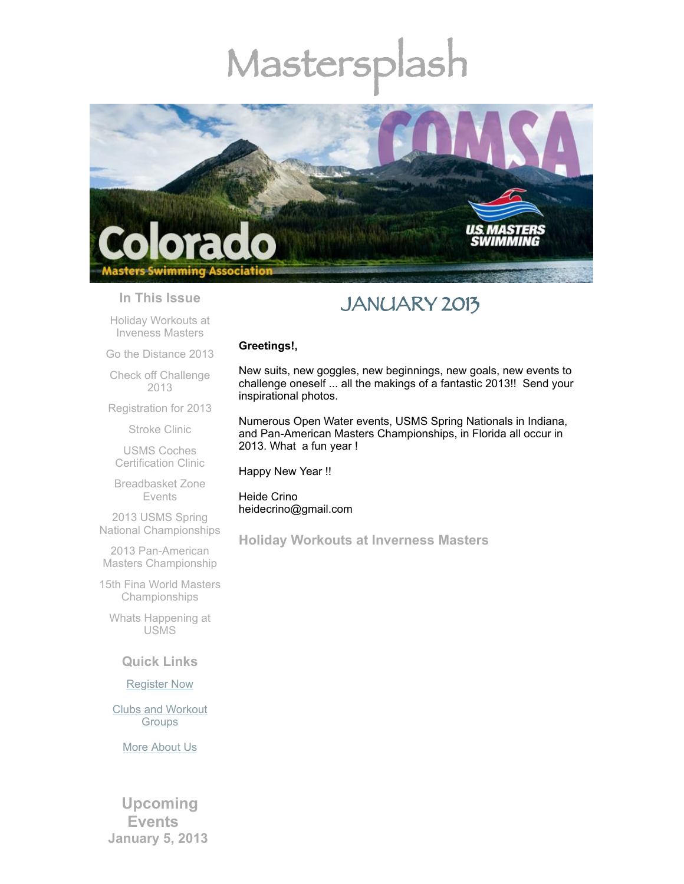# Mastersplash

## In This Issue

Holiday Workouts at Inveness Masters

Go the Distance 2013

Check off Challenge 2013

Registration for 2013

Stroke Clinic

USMS Coches Certification Clinic

Breadbasket Zone Events

2013 USMS Spring National Championships

2013 Pan-American Masters Championship

15th Fina World Masters Championships

Whats Happening at USMS

## Quick Links

Register Now

Clubs and Workout Groups

More About Us

## Upcoming Events

**January 5, 2013**

# JANUARY 2013

**Greetings!,**

New suits, new goggles, new beginnings, new goals, new events to challenge oneself ... all the makings of a fantastic 2013!! Send your inspirational photos.

Numerous Open Water events, USMS Spring Nationals in Indiana, and Pan-American Masters Championships, in Florida all occur in 2013. What a fun year !

Happy New Year !!

Heide Crino
heidecrino@gmail.com

## Holiday Workouts at Inverness Masters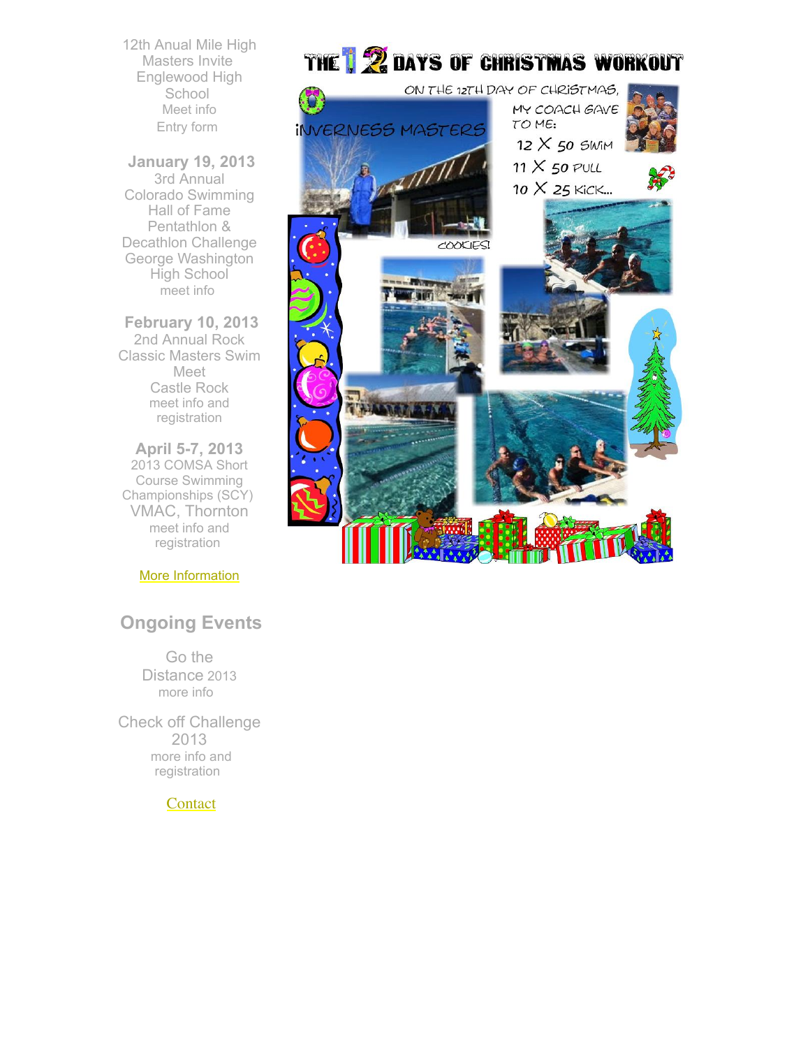12th Anual Mile High Masters Invite
Englewood High School
Meet info
Entry form

**January 19, 2013**
3rd Annual Colorado Swimming Hall of Fame Pentathlon & Decathlon Challenge
George Washington High School
meet info

**February 10, 2013**
2nd Annual Rock Classic Masters Swim Meet
Castle Rock
meet info and registration

**April 5-7, 2013**
2013 COMSA Short Course Swimming Championships (SCY)
VMAC, Thornton
meet info and registration

More Information

## Ongoing Events

Go the Distance 2013
more info

Check off Challenge 2013
more info and registration

Contact

# THE 12 DAYS OF CHRISTMAS WORKOUT

ON THE 12TH DAY OF CHRISTMAS, MY COACH GAVE TO ME:

12 X 50 SWIM
11 X 50 PULL
10 X 25 KICK...

INVERNESS MASTERS

COOKIES!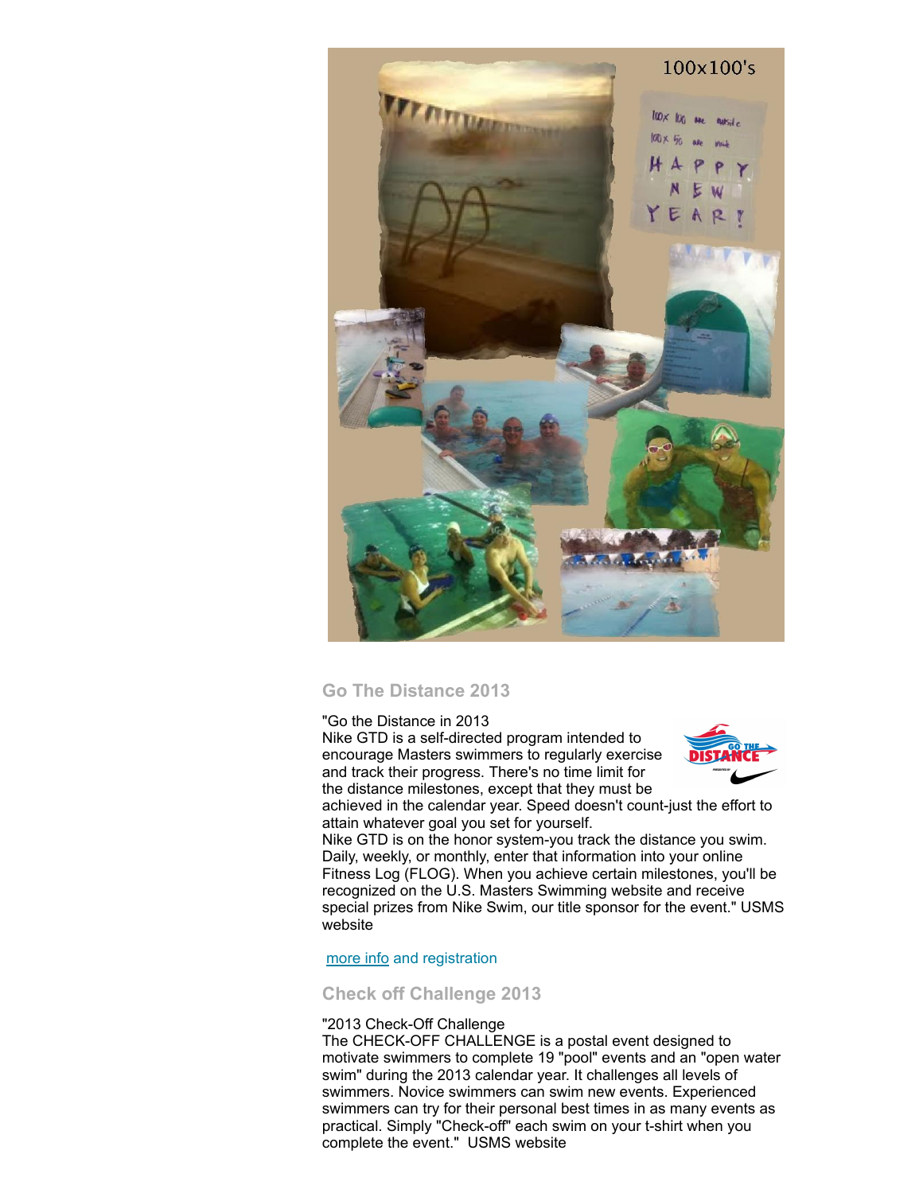## Go The Distance 2013

"Go the Distance in 2013
Nike GTD is a self-directed program intended to encourage Masters swimmers to regularly exercise and track their progress. There's no time limit for the distance milestones, except that they must be achieved in the calendar year. Speed doesn't count-just the effort to attain whatever goal you set for yourself.
Nike GTD is on the honor system-you track the distance you swim. Daily, weekly, or monthly, enter that information into your online Fitness Log (FLOG). When you achieve certain milestones, you'll be recognized on the U.S. Masters Swimming website and receive special prizes from Nike Swim, our title sponsor for the event." USMS website

more info and registration

## Check off Challenge 2013

"2013 Check-Off Challenge
The CHECK-OFF CHALLENGE is a postal event designed to motivate swimmers to complete 19 "pool" events and an "open water swim" during the 2013 calendar year. It challenges all levels of swimmers. Novice swimmers can swim new events. Experienced swimmers can try for their personal best times in as many events as practical. Simply "Check-off" each swim on your t-shirt when you complete the event." USMS website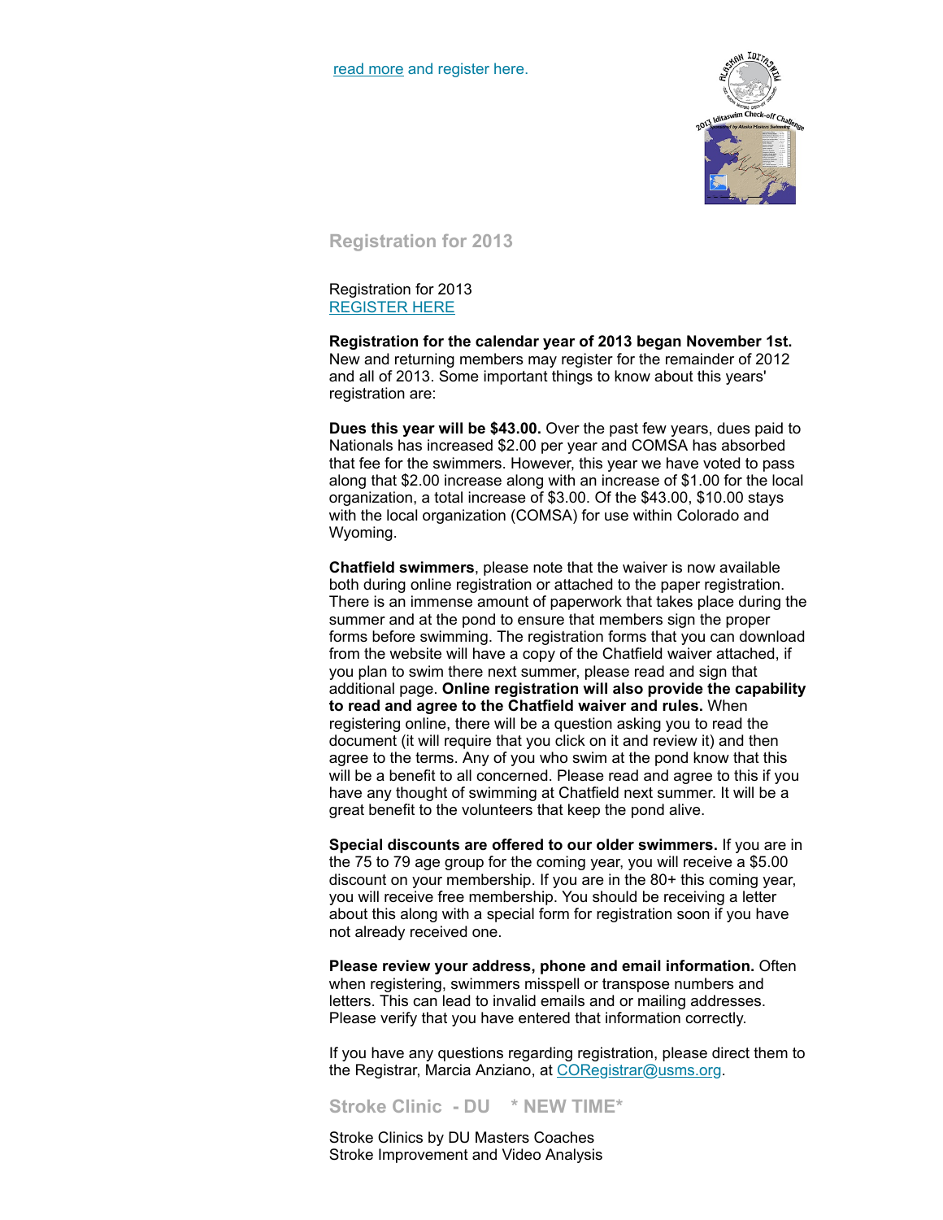read more and register here.

### Registration for 2013

Registration for 2013
REGISTER HERE

**Registration for the calendar year of 2013 began November 1st.** New and returning members may register for the remainder of 2012 and all of 2013. Some important things to know about this years' registration are:

**Dues this year will be $43.00.** Over the past few years, dues paid to Nationals has increased $2.00 per year and COMSA has absorbed that fee for the swimmers. However, this year we have voted to pass along that $2.00 increase along with an increase of $1.00 for the local organization, a total increase of $3.00. Of the $43.00, $10.00 stays with the local organization (COMSA) for use within Colorado and Wyoming.

**Chatfield swimmers**, please note that the waiver is now available both during online registration or attached to the paper registration. There is an immense amount of paperwork that takes place during the summer and at the pond to ensure that members sign the proper forms before swimming. The registration forms that you can download from the website will have a copy of the Chatfield waiver attached, if you plan to swim there next summer, please read and sign that additional page. **Online registration will also provide the capability to read and agree to the Chatfield waiver and rules.** When registering online, there will be a question asking you to read the document (it will require that you click on it and review it) and then agree to the terms. Any of you who swim at the pond know that this will be a benefit to all concerned. Please read and agree to this if you have any thought of swimming at Chatfield next summer. It will be a great benefit to the volunteers that keep the pond alive.

**Special discounts are offered to our older swimmers.** If you are in the 75 to 79 age group for the coming year, you will receive a $5.00 discount on your membership. If you are in the 80+ this coming year, you will receive free membership. You should be receiving a letter about this along with a special form for registration soon if you have not already received one.

**Please review your address, phone and email information.** Often when registering, swimmers misspell or transpose numbers and letters. This can lead to invalid emails and or mailing addresses. Please verify that you have entered that information correctly.

If you have any questions regarding registration, please direct them to the Registrar, Marcia Anziano, at CORegistrar@usms.org.

### Stroke Clinic - DU * NEW TIME*

Stroke Clinics by DU Masters Coaches
Stroke Improvement and Video Analysis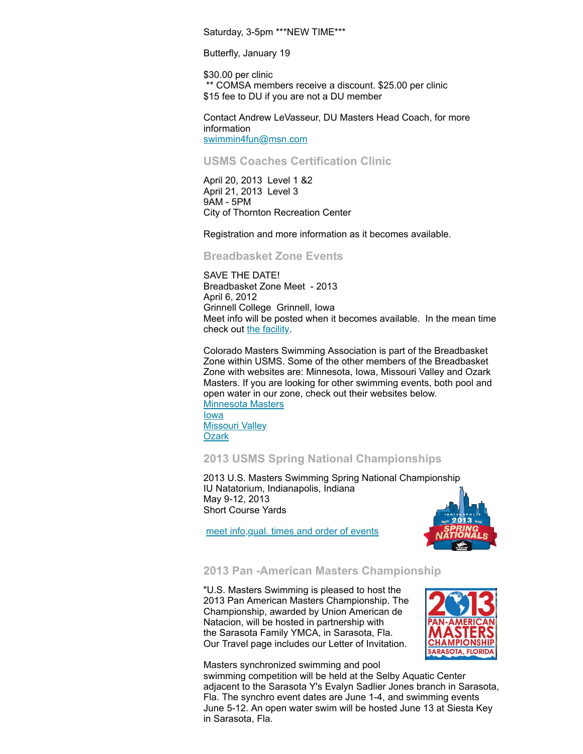Saturday, 3-5pm ***NEW TIME***

Butterfly, January 19

$30.00 per clinic
** COMSA members receive a discount. $25.00 per clinic
$15 fee to DU if you are not a DU member

Contact Andrew LeVasseur, DU Masters Head Coach, for more information
swimmin4fun@msn.com

### USMS Coaches Certification Clinic

April 20, 2013 Level 1 &2
April 21, 2013 Level 3
9AM - 5PM
City of Thornton Recreation Center

Registration and more information as it becomes available.

### Breadbasket Zone Events

SAVE THE DATE!
Breadbasket Zone Meet - 2013
April 6, 2012
Grinnell College Grinnell, Iowa
Meet info will be posted when it becomes available. In the mean time check out the facility.

Colorado Masters Swimming Association is part of the Breadbasket Zone within USMS. Some of the other members of the Breadbasket Zone with websites are: Minnesota, Iowa, Missouri Valley and Ozark Masters. If you are looking for other swimming events, both pool and open water in our zone, check out their websites below.
Minnesota Masters
Iowa
Missouri Valley
Ozark

### 2013 USMS Spring National Championships

2013 U.S. Masters Swimming Spring National Championship
IU Natatorium, Indianapolis, Indiana
May 9-12, 2013
Short Course Yards

meet info,qual. times and order of events

### 2013 Pan -American Masters Championship

"U.S. Masters Swimming is pleased to host the 2013 Pan American Masters Championship. The Championship, awarded by Union American de Natacion, will be hosted in partnership with the Sarasota Family YMCA, in Sarasota, Fla. Our Travel page includes our Letter of Invitation.

Masters synchronized swimming and pool swimming competition will be held at the Selby Aquatic Center adjacent to the Sarasota Y's Evalyn Sadlier Jones branch in Sarasota, Fla. The synchro event dates are June 1-4, and swimming events June 5-12. An open water swim will be hosted June 13 at Siesta Key in Sarasota, Fla.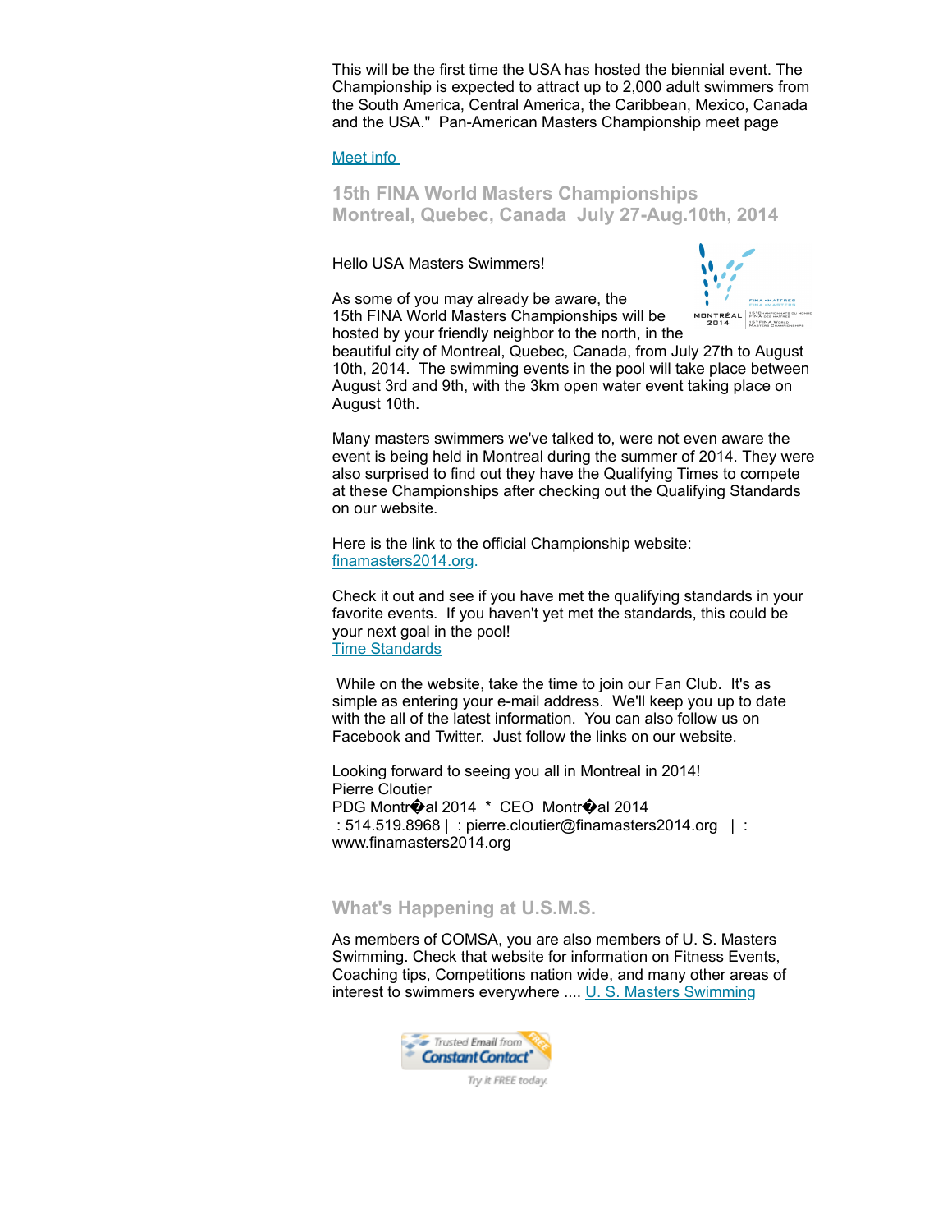This will be the first time the USA has hosted the biennial event. The Championship is expected to attract up to 2,000 adult swimmers from the South America, Central America, the Caribbean, Mexico, Canada and the USA." Pan-American Masters Championship meet page

[Meet info](#)

### 15th FINA World Masters Championships
### Montreal, Quebec, Canada July 27-Aug.10th, 2014

Hello USA Masters Swimmers!

As some of you may already be aware, the 15th FINA World Masters Championships will be hosted by your friendly neighbor to the north, in the beautiful city of Montreal, Quebec, Canada, from July 27th to August 10th, 2014. The swimming events in the pool will take place between August 3rd and 9th, with the 3km open water event taking place on August 10th.

Many masters swimmers we've talked to, were not even aware the event is being held in Montreal during the summer of 2014. They were also surprised to find out they have the Qualifying Times to compete at these Championships after checking out the Qualifying Standards on our website.

Here is the link to the official Championship website:
[finamasters2014.org.](#)

Check it out and see if you have met the qualifying standards in your favorite events. If you haven't yet met the standards, this could be your next goal in the pool!
[Time Standards](#)

While on the website, take the time to join our Fan Club. It's as simple as entering your e-mail address. We'll keep you up to date with the all of the latest information. You can also follow us on Facebook and Twitter. Just follow the links on our website.

Looking forward to seeing you all in Montreal in 2014!
Pierre Cloutier
PDG Montr�al 2014 * CEO Montr�al 2014
: 514.519.8968 | : pierre.cloutier@finamasters2014.org | :
www.finamasters2014.org

### What's Happening at U.S.M.S.

As members of COMSA, you are also members of U. S. Masters Swimming. Check that website for information on Fitness Events, Coaching tips, Competitions nation wide, and many other areas of interest to swimmers everywhere .... [U. S. Masters Swimming](#)

Trusted Email from Constant Contact FREE
Try it FREE today.